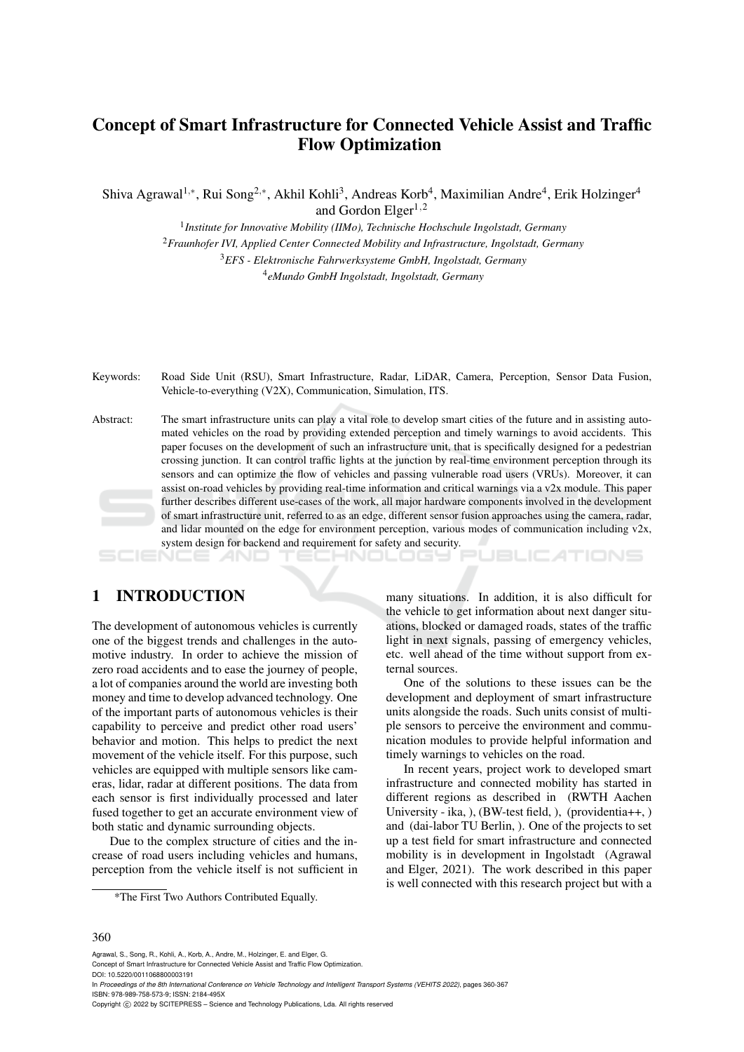# Concept of Smart Infrastructure for Connected Vehicle Assist and Traffic Flow Optimization

Shiva Agrawal[1,*], Rui Song[2,*], Akhil Kohli[3], Andreas Korb[4], Maximilian Andre[4], Erik Holzinger[4] and Gordon Elger[1,2]

[1] *Institute for Innovative Mobility (IIMo), Technische Hochschule Ingolstadt, Germany*
[2] *Fraunhofer IVI, Applied Center Connected Mobility and Infrastructure, Ingolstadt, Germany*
[3] *EFS - Elektronische Fahrwerksysteme GmbH, Ingolstadt, Germany*
[4] *eMundo GmbH Ingolstadt, Ingolstadt, Germany*

Keywords: Road Side Unit (RSU), Smart Infrastructure, Radar, LiDAR, Camera, Perception, Sensor Data Fusion, Vehicle-to-everything (V2X), Communication, Simulation, ITS.

Abstract: The smart infrastructure units can play a vital role to develop smart cities of the future and in assisting automated vehicles on the road by providing extended perception and timely warnings to avoid accidents. This paper focuses on the development of such an infrastructure unit, that is specifically designed for a pedestrian crossing junction. It can control traffic lights at the junction by real-time environment perception through its sensors and can optimize the flow of vehicles and passing vulnerable road users (VRUs). Moreover, it can assist on-road vehicles by providing real-time information and critical warnings via a v2x module. This paper further describes different use-cases of the work, all major hardware components involved in the development of smart infrastructure unit, referred to as an edge, different sensor fusion approaches using the camera, radar, and lidar mounted on the edge for environment perception, various modes of communication including v2x, system design for backend and requirement for safety and security.

## 1 INTRODUCTION

The development of autonomous vehicles is currently one of the biggest trends and challenges in the automotive industry. In order to achieve the mission of zero road accidents and to ease the journey of people, a lot of companies around the world are investing both money and time to develop advanced technology. One of the important parts of autonomous vehicles is their capability to perceive and predict other road users' behavior and motion. This helps to predict the next movement of the vehicle itself. For this purpose, such vehicles are equipped with multiple sensors like cameras, lidar, radar at different positions. The data from each sensor is first individually processed and later fused together to get an accurate environment view of both static and dynamic surrounding objects.

Due to the complex structure of cities and the increase of road users including vehicles and humans, perception from the vehicle itself is not sufficient in many situations. In addition, it is also difficult for the vehicle to get information about next danger situations, blocked or damaged roads, states of the traffic light in next signals, passing of emergency vehicles, etc. well ahead of the time without support from external sources.

One of the solutions to these issues can be the development and deployment of smart infrastructure units alongside the roads. Such units consist of multiple sensors to perceive the environment and communication modules to provide helpful information and timely warnings to vehicles on the road.

In recent years, project work to developed smart infrastructure and connected mobility has started in different regions as described in (RWTH Aachen University - ika, ), (BW-test field, ), (providentia++, ) and (dai-labor TU Berlin, ). One of the projects to set up a test field for smart infrastructure and connected mobility is in development in Ingolstadt (Agrawal and Elger, 2021). The work described in this paper is well connected with this research project but with a

*The First Two Authors Contributed Equally.

Agrawal, S., Song, R., Kohli, A., Korb, A., Andre, M., Holzinger, E. and Elger, G.
Concept of Smart Infrastructure for Connected Vehicle Assist and Traffic Flow Optimization.
DOI: 10.5220/0011068800003191
In *Proceedings of the 8th International Conference on Vehicle Technology and Intelligent Transport Systems (VEHITS 2022)*, pages 360-367
ISBN: 978-989-758-573-9; ISSN: 2184-495X
Copyright © 2022 by SCITEPRESS – Science and Technology Publications, Lda. All rights reserved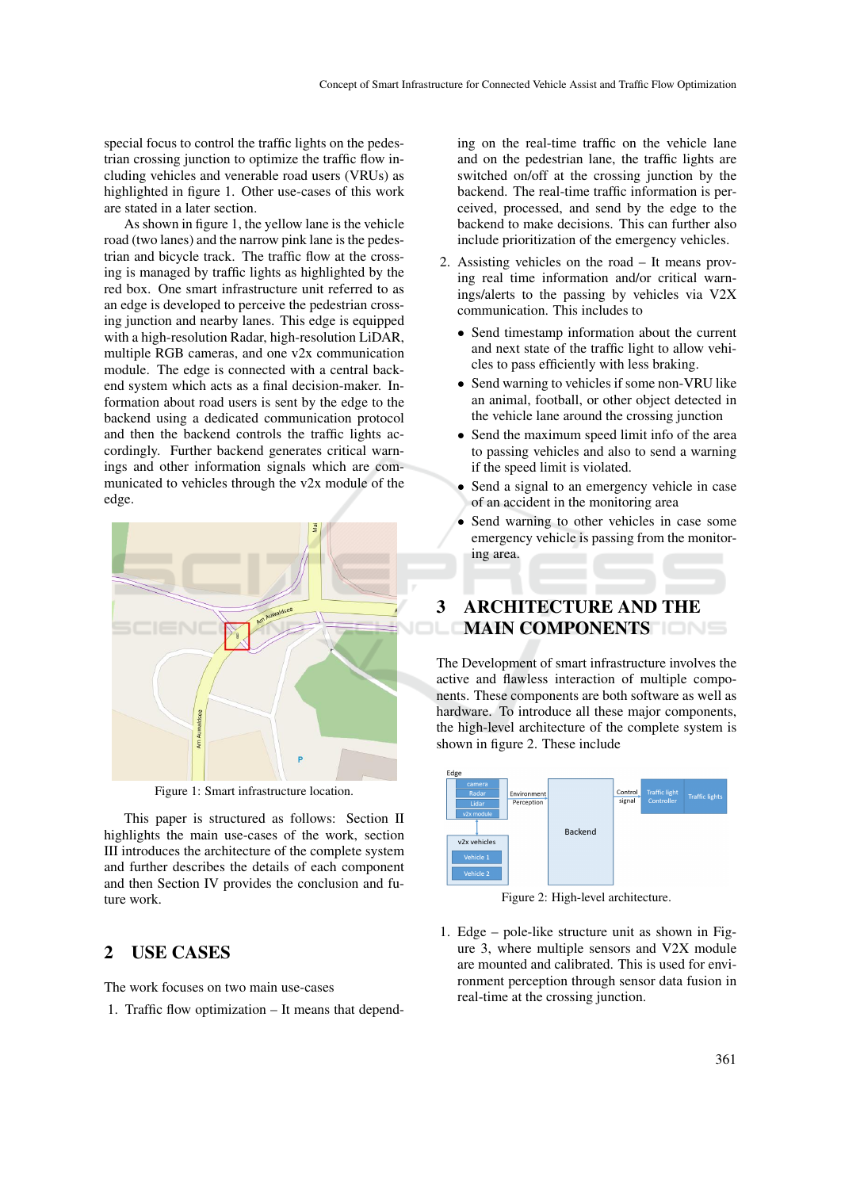special focus to control the traffic lights on the pedestrian crossing junction to optimize the traffic flow including vehicles and venerable road users (VRUs) as highlighted in figure 1. Other use-cases of this work are stated in a later section.

As shown in figure 1, the yellow lane is the vehicle road (two lanes) and the narrow pink lane is the pedestrian and bicycle track. The traffic flow at the crossing is managed by traffic lights as highlighted by the red box. One smart infrastructure unit referred to as an edge is developed to perceive the pedestrian crossing junction and nearby lanes. This edge is equipped with a high-resolution Radar, high-resolution LiDAR, multiple RGB cameras, and one v2x communication module. The edge is connected with a central backend system which acts as a final decision-maker. Information about road users is sent by the edge to the backend using a dedicated communication protocol and then the backend controls the traffic lights accordingly. Further backend generates critical warnings and other information signals which are communicated to vehicles through the v2x module of the edge.

Figure 1: Smart infrastructure location.

This paper is structured as follows: Section II highlights the main use-cases of the work, section III introduces the architecture of the complete system and further describes the details of each component and then Section IV provides the conclusion and future work.

## 2 USE CASES

The work focuses on two main use-cases

1. Traffic flow optimization – It means that depending on the real-time traffic on the vehicle lane and on the pedestrian lane, the traffic lights are switched on/off at the crossing junction by the backend. The real-time traffic information is perceived, processed, and send by the edge to the backend to make decisions. This can further also include prioritization of the emergency vehicles.
2. Assisting vehicles on the road – It means proving real time information and/or critical warnings/alerts to the passing by vehicles via V2X communication. This includes to
   - Send timestamp information about the current and next state of the traffic light to allow vehicles to pass efficiently with less braking.
   - Send warning to vehicles if some non-VRU like an animal, football, or other object detected in the vehicle lane around the crossing junction
   - Send the maximum speed limit info of the area to passing vehicles and also to send a warning if the speed limit is violated.
   - Send a signal to an emergency vehicle in case of an accident in the monitoring area
   - Send warning to other vehicles in case some emergency vehicle is passing from the monitoring area.

## 3 ARCHITECTURE AND THE MAIN COMPONENTS

The Development of smart infrastructure involves the active and flawless interaction of multiple components. These components are both software as well as hardware. To introduce all these major components, the high-level architecture of the complete system is shown in figure 2. These include

Figure 2: High-level architecture.

1. Edge – pole-like structure unit as shown in Figure 3, where multiple sensors and V2X module are mounted and calibrated. This is used for environment perception through sensor data fusion in real-time at the crossing junction.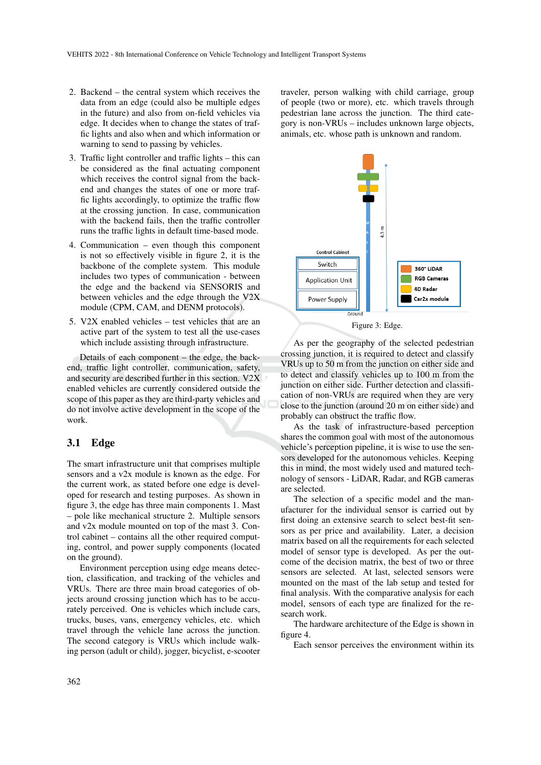2. Backend – the central system which receives the data from an edge (could also be multiple edges in the future) and also from on-field vehicles via edge. It decides when to change the states of traffic lights and also when and which information or warning to send to passing by vehicles.
3. Traffic light controller and traffic lights – this can be considered as the final actuating component which receives the control signal from the backend and changes the states of one or more traffic lights accordingly, to optimize the traffic flow at the crossing junction. In case, communication with the backend fails, then the traffic controller runs the traffic lights in default time-based mode.
4. Communication – even though this component is not so effectively visible in figure 2, it is the backbone of the complete system. This module includes two types of communication - between the edge and the backend via SENSORIS and between vehicles and the edge through the V2X module (CPM, CAM, and DENM protocols).
5. V2X enabled vehicles – test vehicles that are an active part of the system to test all the use-cases which include assisting through infrastructure.

Details of each component – the edge, the backend, traffic light controller, communication, safety, and security are described further in this section. V2X enabled vehicles are currently considered outside the scope of this paper as they are third-party vehicles and do not involve active development in the scope of the work.

## 3.1 Edge

The smart infrastructure unit that comprises multiple sensors and a v2x module is known as the edge. For the current work, as stated before one edge is developed for research and testing purposes. As shown in figure 3, the edge has three main components 1. Mast – pole like mechanical structure 2. Multiple sensors and v2x module mounted on top of the mast 3. Control cabinet – contains all the other required computing, control, and power supply components (located on the ground).

Environment perception using edge means detection, classification, and tracking of the vehicles and VRUs. There are three main broad categories of objects around crossing junction which has to be accurately perceived. One is vehicles which include cars, trucks, buses, vans, emergency vehicles, etc. which travel through the vehicle lane across the junction. The second category is VRUs which include walking person (adult or child), jogger, bicyclist, e-scooter traveler, person walking with child carriage, group of people (two or more), etc. which travels through pedestrian lane across the junction. The third category is non-VRUs – includes unknown large objects, animals, etc. whose path is unknown and random.

Figure 3: Edge.

As per the geography of the selected pedestrian crossing junction, it is required to detect and classify VRUs up to 50 m from the junction on either side and to detect and classify vehicles up to 100 m from the junction on either side. Further detection and classification of non-VRUs are required when they are very close to the junction (around 20 m on either side) and probably can obstruct the traffic flow.

As the task of infrastructure-based perception shares the common goal with most of the autonomous vehicle's perception pipeline, it is wise to use the sensors developed for the autonomous vehicles. Keeping this in mind, the most widely used and matured technology of sensors - LiDAR, Radar, and RGB cameras are selected.

The selection of a specific model and the manufacturer for the individual sensor is carried out by first doing an extensive search to select best-fit sensors as per price and availability. Later, a decision matrix based on all the requirements for each selected model of sensor type is developed. As per the outcome of the decision matrix, the best of two or three sensors are selected. At last, selected sensors were mounted on the mast of the lab setup and tested for final analysis. With the comparative analysis for each model, sensors of each type are finalized for the research work.

The hardware architecture of the Edge is shown in figure 4.

Each sensor perceives the environment within its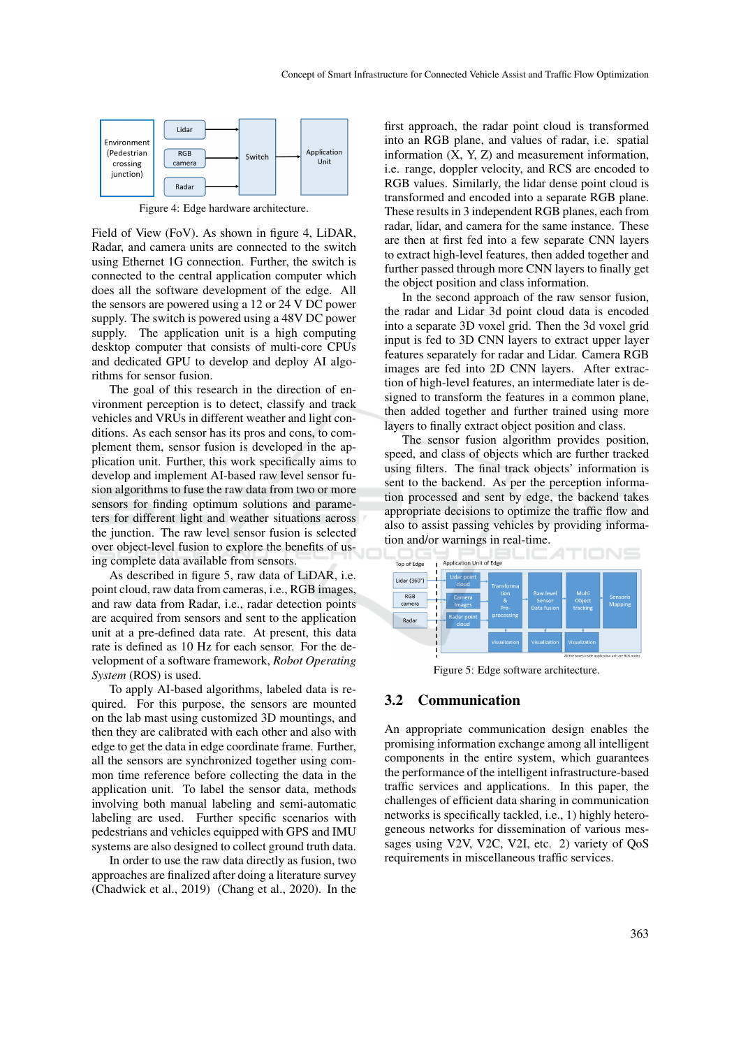Figure 4: Edge hardware architecture.

Field of View (FoV). As shown in figure 4, LiDAR, Radar, and camera units are connected to the switch using Ethernet 1G connection. Further, the switch is connected to the central application computer which does all the software development of the edge. All the sensors are powered using a 12 or 24 V DC power supply. The switch is powered using a 48V DC power supply. The application unit is a high computing desktop computer that consists of multi-core CPUs and dedicated GPU to develop and deploy AI algorithms for sensor fusion.

The goal of this research in the direction of environment perception is to detect, classify and track vehicles and VRUs in different weather and light conditions. As each sensor has its pros and cons, to complement them, sensor fusion is developed in the application unit. Further, this work specifically aims to develop and implement AI-based raw level sensor fusion algorithms to fuse the raw data from two or more sensors for finding optimum solutions and parameters for different light and weather situations across the junction. The raw level sensor fusion is selected over object-level fusion to explore the benefits of using complete data available from sensors.

As described in figure 5, raw data of LiDAR, i.e. point cloud, raw data from cameras, i.e., RGB images, and raw data from Radar, i.e., radar detection points are acquired from sensors and sent to the application unit at a pre-defined data rate. At present, this data rate is defined as 10 Hz for each sensor. For the development of a software framework, *Robot Operating System* (ROS) is used.

To apply AI-based algorithms, labeled data is required. For this purpose, the sensors are mounted on the lab mast using customized 3D mountings, and then they are calibrated with each other and also with edge to get the data in edge coordinate frame. Further, all the sensors are synchronized together using common time reference before collecting the data in the application unit. To label the sensor data, methods involving both manual labeling and semi-automatic labeling are used. Further specific scenarios with pedestrians and vehicles equipped with GPS and IMU systems are also designed to collect ground truth data.

In order to use the raw data directly as fusion, two approaches are finalized after doing a literature survey (Chadwick et al., 2019) (Chang et al., 2020). In the first approach, the radar point cloud is transformed into an RGB plane, and values of radar, i.e. spatial information (X, Y, Z) and measurement information, i.e. range, doppler velocity, and RCS are encoded to RGB values. Similarly, the lidar dense point cloud is transformed and encoded into a separate RGB plane. These results in 3 independent RGB planes, each from radar, lidar, and camera for the same instance. These are then at first fed into a few separate CNN layers to extract high-level features, then added together and further passed through more CNN layers to finally get the object position and class information.

In the second approach of the raw sensor fusion, the radar and Lidar 3d point cloud data is encoded into a separate 3D voxel grid. Then the 3d voxel grid input is fed to 3D CNN layers to extract upper layer features separately for radar and Lidar. Camera RGB images are fed into 2D CNN layers. After extraction of high-level features, an intermediate later is designed to transform the features in a common plane, then added together and further trained using more layers to finally extract object position and class.

The sensor fusion algorithm provides position, speed, and class of objects which are further tracked using filters. The final track objects' information is sent to the backend. As per the perception information processed and sent by edge, the backend takes appropriate decisions to optimize the traffic flow and also to assist passing vehicles by providing information and/or warnings in real-time.

Figure 5: Edge software architecture.

## 3.2 Communication

An appropriate communication design enables the promising information exchange among all intelligent components in the entire system, which guarantees the performance of the intelligent infrastructure-based traffic services and applications. In this paper, the challenges of efficient data sharing in communication networks is specifically tackled, i.e., 1) highly heterogeneous networks for dissemination of various messages using V2V, V2C, V2I, etc. 2) variety of QoS requirements in miscellaneous traffic services.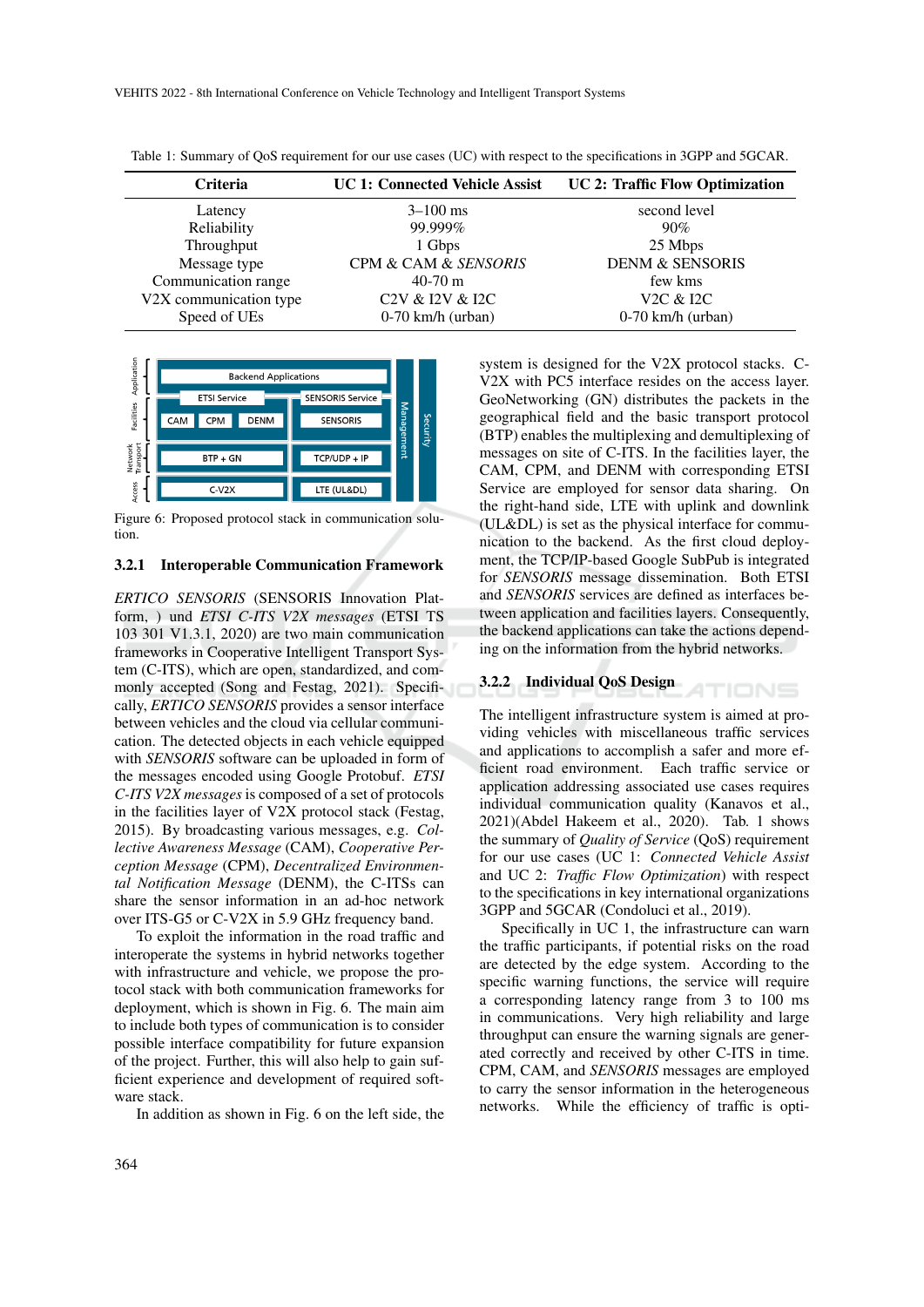Table 1: Summary of QoS requirement for our use cases (UC) with respect to the specifications in 3GPP and 5GCAR.

| Criteria | UC 1: Connected Vehicle Assist | UC 2: Traffic Flow Optimization |
|---|---|---|
| Latency | 3–100 ms | second level |
| Reliability | 99.999% | 90% |
| Throughput | 1 Gbps | 25 Mbps |
| Message type | CPM & CAM & *SENSORIS* | DENM & SENSORIS |
| Communication range | 40-70 m | few kms |
| V2X communication type | C2V & I2V & I2C | V2C & I2C |
| Speed of UEs | 0-70 km/h (urban) | 0-70 km/h (urban) |

Figure 6: Proposed protocol stack in communication solution.

### 3.2.1 Interoperable Communication Framework

*ERTICO SENSORIS* (SENSORIS Innovation Platform, ) und *ETSI C-ITS V2X messages* (ETSI TS 103 301 V1.3.1, 2020) are two main communication frameworks in Cooperative Intelligent Transport System (C-ITS), which are open, standardized, and commonly accepted (Song and Festag, 2021). Specifically, *ERTICO SENSORIS* provides a sensor interface between vehicles and the cloud via cellular communication. The detected objects in each vehicle equipped with *SENSORIS* software can be uploaded in form of the messages encoded using Google Protobuf. *ETSI C-ITS V2X messages* is composed of a set of protocols in the facilities layer of V2X protocol stack (Festag, 2015). By broadcasting various messages, e.g. *Collective Awareness Message* (CAM), *Cooperative Perception Message* (CPM), *Decentralized Environmental Notification Message* (DENM), the C-ITSs can share the sensor information in an ad-hoc network over ITS-G5 or C-V2X in 5.9 GHz frequency band.

To exploit the information in the road traffic and interoperate the systems in hybrid networks together with infrastructure and vehicle, we propose the protocol stack with both communication frameworks for deployment, which is shown in Fig. 6. The main aim to include both types of communication is to consider possible interface compatibility for future expansion of the project. Further, this will also help to gain sufficient experience and development of required software stack.

In addition as shown in Fig. 6 on the left side, the system is designed for the V2X protocol stacks. C-V2X with PC5 interface resides on the access layer. GeoNetworking (GN) distributes the packets in the geographical field and the basic transport protocol (BTP) enables the multiplexing and demultiplexing of messages on site of C-ITS. In the facilities layer, the CAM, CPM, and DENM with corresponding ETSI Service are employed for sensor data sharing. On the right-hand side, LTE with uplink and downlink (UL&DL) is set as the physical interface for communication to the backend. As the first cloud deployment, the TCP/IP-based Google SubPub is integrated for *SENSORIS* message dissemination. Both ETSI and *SENSORIS* services are defined as interfaces between application and facilities layers. Consequently, the backend applications can take the actions depending on the information from the hybrid networks.

### 3.2.2 Individual QoS Design

The intelligent infrastructure system is aimed at providing vehicles with miscellaneous traffic services and applications to accomplish a safer and more efficient road environment. Each traffic service or application addressing associated use cases requires individual communication quality (Kanavos et al., 2021)(Abdel Hakeem et al., 2020). Tab. 1 shows the summary of *Quality of Service* (QoS) requirement for our use cases (UC 1: *Connected Vehicle Assist* and UC 2: *Traffic Flow Optimization*) with respect to the specifications in key international organizations 3GPP and 5GCAR (Condoluci et al., 2019).

Specifically in UC 1, the infrastructure can warn the traffic participants, if potential risks on the road are detected by the edge system. According to the specific warning functions, the service will require a corresponding latency range from 3 to 100 ms in communications. Very high reliability and large throughput can ensure the warning signals are generated correctly and received by other C-ITS in time. CPM, CAM, and *SENSORIS* messages are employed to carry the sensor information in the heterogeneous networks. While the efficiency of traffic is opti-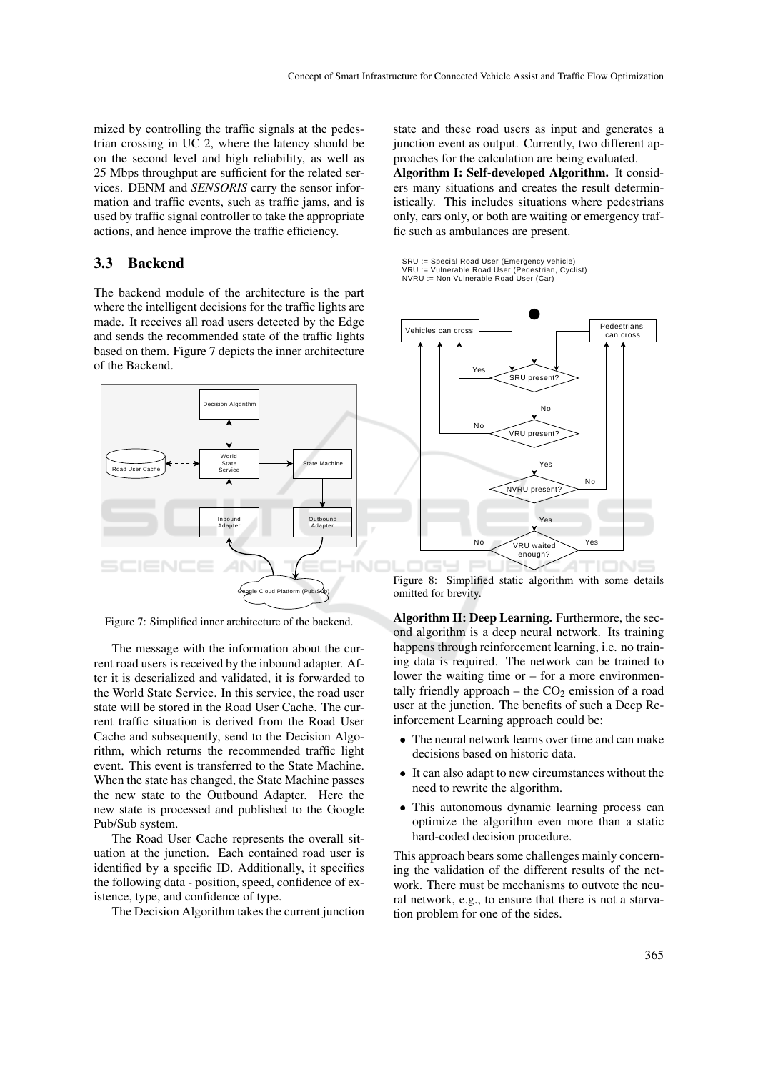mized by controlling the traffic signals at the pedestrian crossing in UC 2, where the latency should be on the second level and high reliability, as well as 25 Mbps throughput are sufficient for the related services. DENM and *SENSORIS* carry the sensor information and traffic events, such as traffic jams, and is used by traffic signal controller to take the appropriate actions, and hence improve the traffic efficiency.

### 3.3 Backend

The backend module of the architecture is the part where the intelligent decisions for the traffic lights are made. It receives all road users detected by the Edge and sends the recommended state of the traffic lights based on them. Figure 7 depicts the inner architecture of the Backend.

Figure 7: Simplified inner architecture of the backend.

The message with the information about the current road users is received by the inbound adapter. After it is deserialized and validated, it is forwarded to the World State Service. In this service, the road user state will be stored in the Road User Cache. The current traffic situation is derived from the Road User Cache and subsequently, send to the Decision Algorithm, which returns the recommended traffic light event. This event is transferred to the State Machine. When the state has changed, the State Machine passes the new state to the Outbound Adapter. Here the new state is processed and published to the Google Pub/Sub system.

The Road User Cache represents the overall situation at the junction. Each contained road user is identified by a specific ID. Additionally, it specifies the following data - position, speed, confidence of existence, type, and confidence of type.

The Decision Algorithm takes the current junction state and these road users as input and generates a junction event as output. Currently, two different approaches for the calculation are being evaluated.

**Algorithm I: Self-developed Algorithm.** It considers many situations and creates the result deterministically. This includes situations where pedestrians only, cars only, or both are waiting or emergency traffic such as ambulances are present.

Figure 8: Simplified static algorithm with some details omitted for brevity.

**Algorithm II: Deep Learning.** Furthermore, the second algorithm is a deep neural network. Its training happens through reinforcement learning, i.e. no training data is required. The network can be trained to lower the waiting time or – for a more environmentally friendly approach – the $CO_2$ emission of a road user at the junction. The benefits of such a Deep Reinforcement Learning approach could be:

- The neural network learns over time and can make decisions based on historic data.
- It can also adapt to new circumstances without the need to rewrite the algorithm.
- This autonomous dynamic learning process can optimize the algorithm even more than a static hard-coded decision procedure.

This approach bears some challenges mainly concerning the validation of the different results of the network. There must be mechanisms to outvote the neural network, e.g., to ensure that there is not a starvation problem for one of the sides.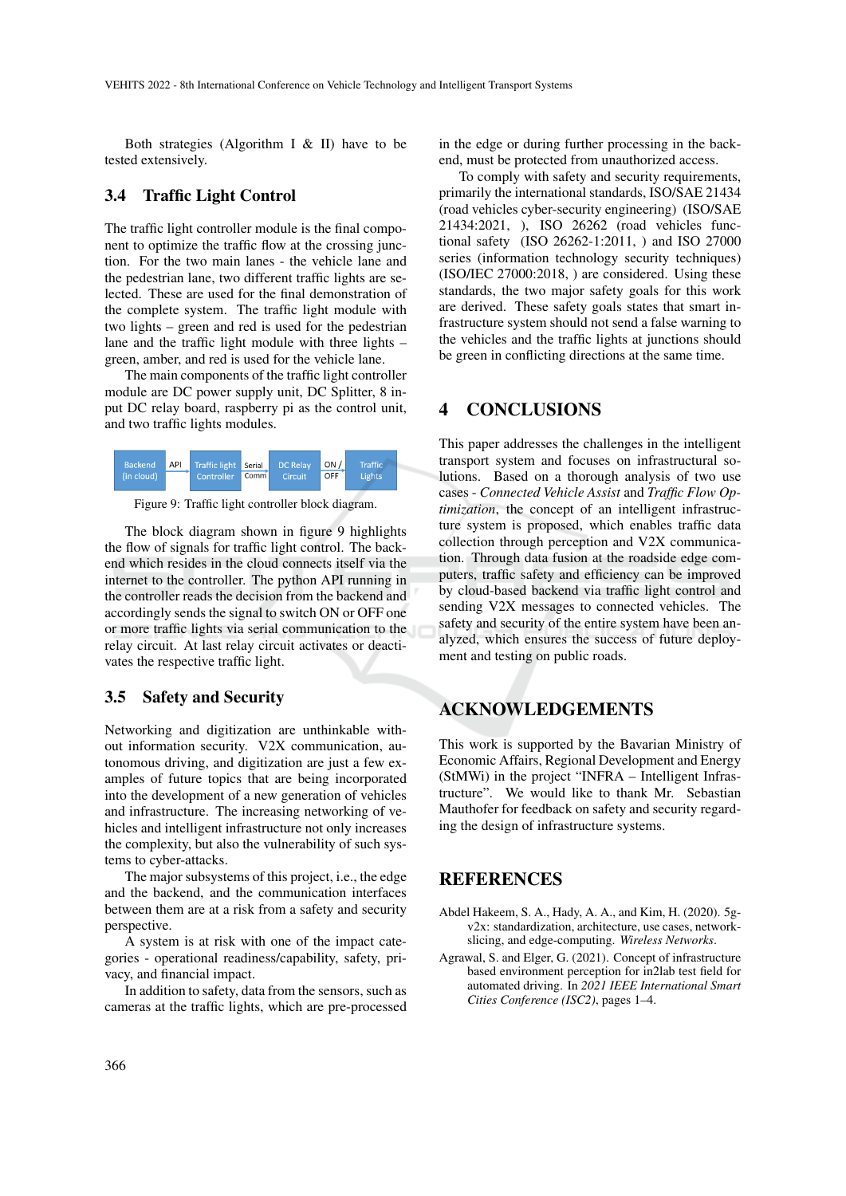Both strategies (Algorithm I & II) have to be tested extensively.

### 3.4 Traffic Light Control

The traffic light controller module is the final component to optimize the traffic flow at the crossing junction. For the two main lanes - the vehicle lane and the pedestrian lane, two different traffic lights are selected. These are used for the final demonstration of the complete system. The traffic light module with two lights – green and red is used for the pedestrian lane and the traffic light module with three lights – green, amber, and red is used for the vehicle lane.

The main components of the traffic light controller module are DC power supply unit, DC Splitter, 8 input DC relay board, raspberry pi as the control unit, and two traffic lights modules.

Backend (in cloud) → API → Traffic light Controller → Serial Comm → DC Relay Circuit → ON / OFF → Traffic Lights

Figure 9: Traffic light controller block diagram.

The block diagram shown in figure 9 highlights the flow of signals for traffic light control. The backend which resides in the cloud connects itself via the internet to the controller. The python API running in the controller reads the decision from the backend and accordingly sends the signal to switch ON or OFF one or more traffic lights via serial communication to the relay circuit. At last relay circuit activates or deactivates the respective traffic light.

### 3.5 Safety and Security

Networking and digitization are unthinkable without information security. V2X communication, autonomous driving, and digitization are just a few examples of future topics that are being incorporated into the development of a new generation of vehicles and infrastructure. The increasing networking of vehicles and intelligent infrastructure not only increases the complexity, but also the vulnerability of such systems to cyber-attacks.

The major subsystems of this project, i.e., the edge and the backend, and the communication interfaces between them are at a risk from a safety and security perspective.

A system is at risk with one of the impact categories - operational readiness/capability, safety, privacy, and financial impact.

In addition to safety, data from the sensors, such as cameras at the traffic lights, which are pre-processed in the edge or during further processing in the backend, must be protected from unauthorized access.

To comply with safety and security requirements, primarily the international standards, ISO/SAE 21434 (road vehicles cyber-security engineering) (ISO/SAE 21434:2021, ), ISO 26262 (road vehicles functional safety (ISO 26262-1:2011, ) and ISO 27000 series (information technology security techniques) (ISO/IEC 27000:2018, ) are considered. Using these standards, the two major safety goals for this work are derived. These safety goals states that smart infrastructure system should not send a false warning to the vehicles and the traffic lights at junctions should be green in conflicting directions at the same time.

## 4 CONCLUSIONS

This paper addresses the challenges in the intelligent transport system and focuses on infrastructural solutions. Based on a thorough analysis of two use cases - *Connected Vehicle Assist* and *Traffic Flow Optimization*, the concept of an intelligent infrastructure system is proposed, which enables traffic data collection through perception and V2X communication. Through data fusion at the roadside edge computers, traffic safety and efficiency can be improved by cloud-based backend via traffic light control and sending V2X messages to connected vehicles. The safety and security of the entire system have been analyzed, which ensures the success of future deployment and testing on public roads.

## ACKNOWLEDGEMENTS

This work is supported by the Bavarian Ministry of Economic Affairs, Regional Development and Energy (StMWi) in the project "INFRA – Intelligent Infrastructure". We would like to thank Mr. Sebastian Mauthofer for feedback on safety and security regarding the design of infrastructure systems.

## REFERENCES

Abdel Hakeem, S. A., Hady, A. A., and Kim, H. (2020). 5g-v2x: standardization, architecture, use cases, network-slicing, and edge-computing. *Wireless Networks*.

Agrawal, S. and Elger, G. (2021). Concept of infrastructure based environment perception for in2lab test field for automated driving. In *2021 IEEE International Smart Cities Conference (ISC2)*, pages 1–4.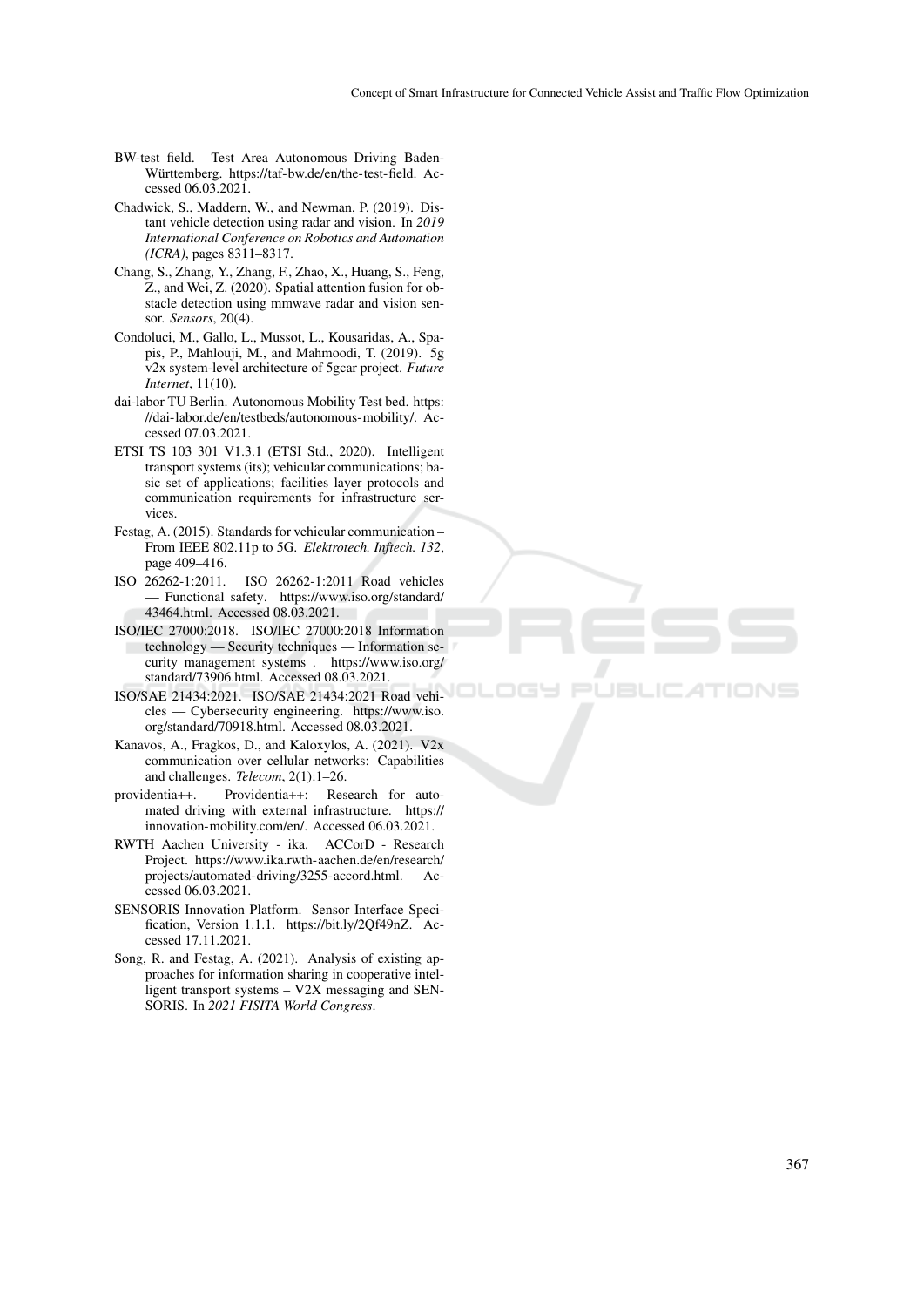BW-test field. Test Area Autonomous Driving Baden-Württemberg. https://taf-bw.de/en/the-test-field. Accessed 06.03.2021.

Chadwick, S., Maddern, W., and Newman, P. (2019). Distant vehicle detection using radar and vision. In *2019 International Conference on Robotics and Automation (ICRA)*, pages 8311–8317.

Chang, S., Zhang, Y., Zhang, F., Zhao, X., Huang, S., Feng, Z., and Wei, Z. (2020). Spatial attention fusion for obstacle detection using mmwave radar and vision sensor. *Sensors*, 20(4).

Condoluci, M., Gallo, L., Mussot, L., Kousaridas, A., Spapis, P., Mahlouji, M., and Mahmoodi, T. (2019). 5g v2x system-level architecture of 5gcar project. *Future Internet*, 11(10).

dai-labor TU Berlin. Autonomous Mobility Test bed. https://dai-labor.de/en/testbeds/autonomous-mobility/. Accessed 07.03.2021.

ETSI TS 103 301 V1.3.1 (ETSI Std., 2020). Intelligent transport systems (its); vehicular communications; basic set of applications; facilities layer protocols and communication requirements for infrastructure services.

Festag, A. (2015). Standards for vehicular communication – From IEEE 802.11p to 5G. *Elektrotech. Inftech. 132*, page 409–416.

ISO 26262-1:2011. ISO 26262-1:2011 Road vehicles — Functional safety. https://www.iso.org/standard/43464.html. Accessed 08.03.2021.

ISO/IEC 27000:2018. ISO/IEC 27000:2018 Information technology — Security techniques — Information security management systems . https://www.iso.org/standard/73906.html. Accessed 08.03.2021.

ISO/SAE 21434:2021. ISO/SAE 21434:2021 Road vehicles — Cybersecurity engineering. https://www.iso.org/standard/70918.html. Accessed 08.03.2021.

Kanavos, A., Fragkos, D., and Kaloxylos, A. (2021). V2x communication over cellular networks: Capabilities and challenges. *Telecom*, 2(1):1–26.

providentia++. Providentia++: Research for automated driving with external infrastructure. https://innovation-mobility.com/en/. Accessed 06.03.2021.

RWTH Aachen University - ika. ACCorD - Research Project. https://www.ika.rwth-aachen.de/en/research/projects/automated-driving/3255-accord.html. Accessed 06.03.2021.

SENSORIS Innovation Platform. Sensor Interface Specification, Version 1.1.1. https://bit.ly/2Qf49nZ. Accessed 17.11.2021.

Song, R. and Festag, A. (2021). Analysis of existing approaches for information sharing in cooperative intelligent transport systems – V2X messaging and SENSORIS. In *2021 FISITA World Congress*.